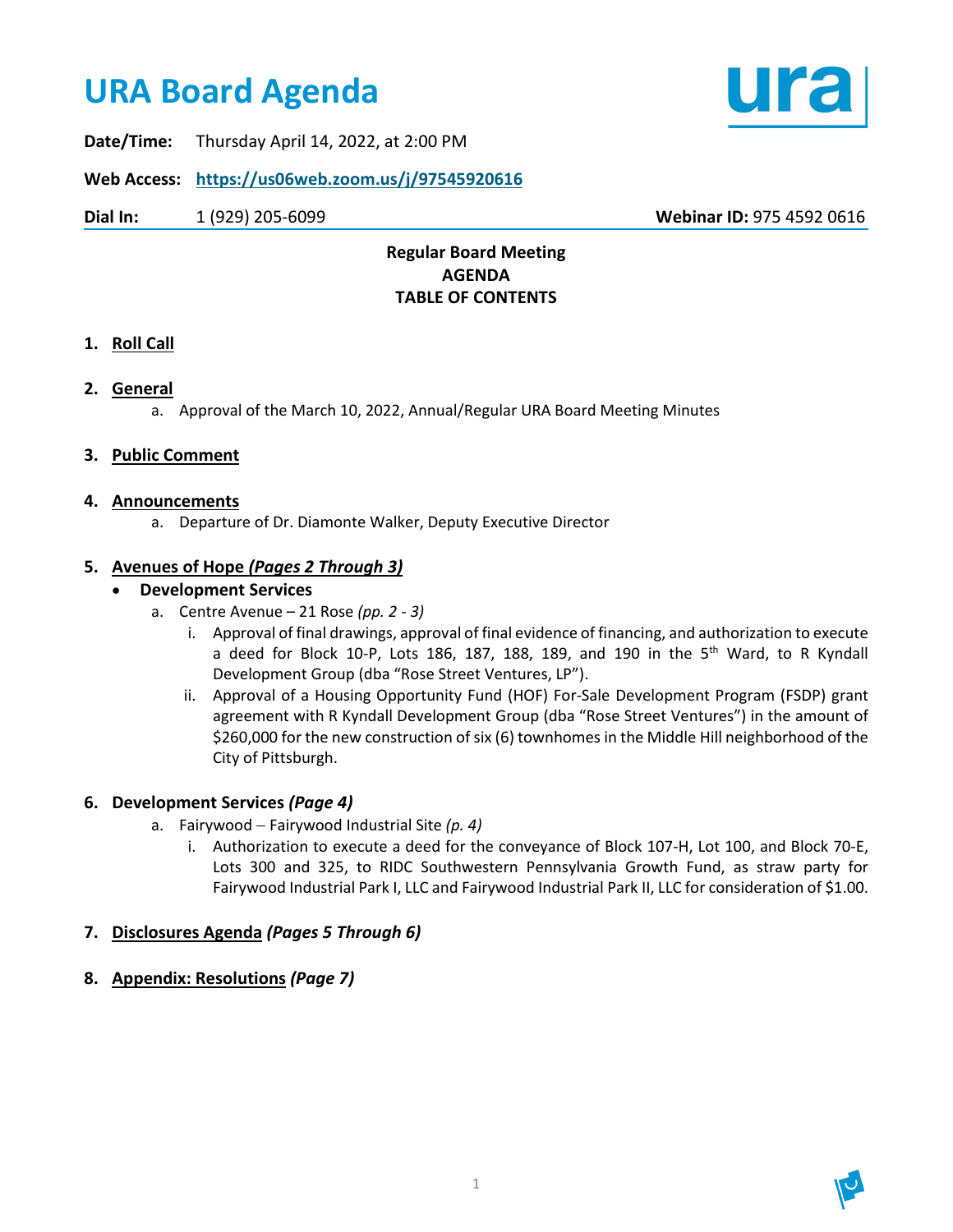# URA Board Agenda

**Date/Time:** Thursday April 14, 2022, at 2:00 PM

**Web Access:** **https://us06web.zoom.us/j/97545920616**

**Dial In:** 1 (929) 205-6099 **Webinar ID:** 975 4592 0616

**Regular Board Meeting**
**AGENDA**
**TABLE OF CONTENTS**

1. **Roll Call**

2. **General**
   a. Approval of the March 10, 2022, Annual/Regular URA Board Meeting Minutes

3. **Public Comment**

4. **Announcements**
   a. Departure of Dr. Diamonte Walker, Deputy Executive Director

5. **Avenues of Hope *(Pages 2 Through 3)***
   - **Development Services**
     a. Centre Avenue – 21 Rose *(pp. 2 - 3)*
        i. Approval of final drawings, approval of final evidence of financing, and authorization to execute a deed for Block 10-P, Lots 186, 187, 188, 189, and 190 in the 5th Ward, to R Kyndall Development Group (dba "Rose Street Ventures, LP").
        ii. Approval of a Housing Opportunity Fund (HOF) For-Sale Development Program (FSDP) grant agreement with R Kyndall Development Group (dba "Rose Street Ventures") in the amount of $260,000 for the new construction of six (6) townhomes in the Middle Hill neighborhood of the City of Pittsburgh.

6. **Development Services *(Page 4)***
   a. Fairywood – Fairywood Industrial Site *(p. 4)*
      i. Authorization to execute a deed for the conveyance of Block 107-H, Lot 100, and Block 70-E, Lots 300 and 325, to RIDC Southwestern Pennsylvania Growth Fund, as straw party for Fairywood Industrial Park I, LLC and Fairywood Industrial Park II, LLC for consideration of $1.00.

7. **Disclosures Agenda *(Pages 5 Through 6)***

8. **Appendix: Resolutions *(Page 7)***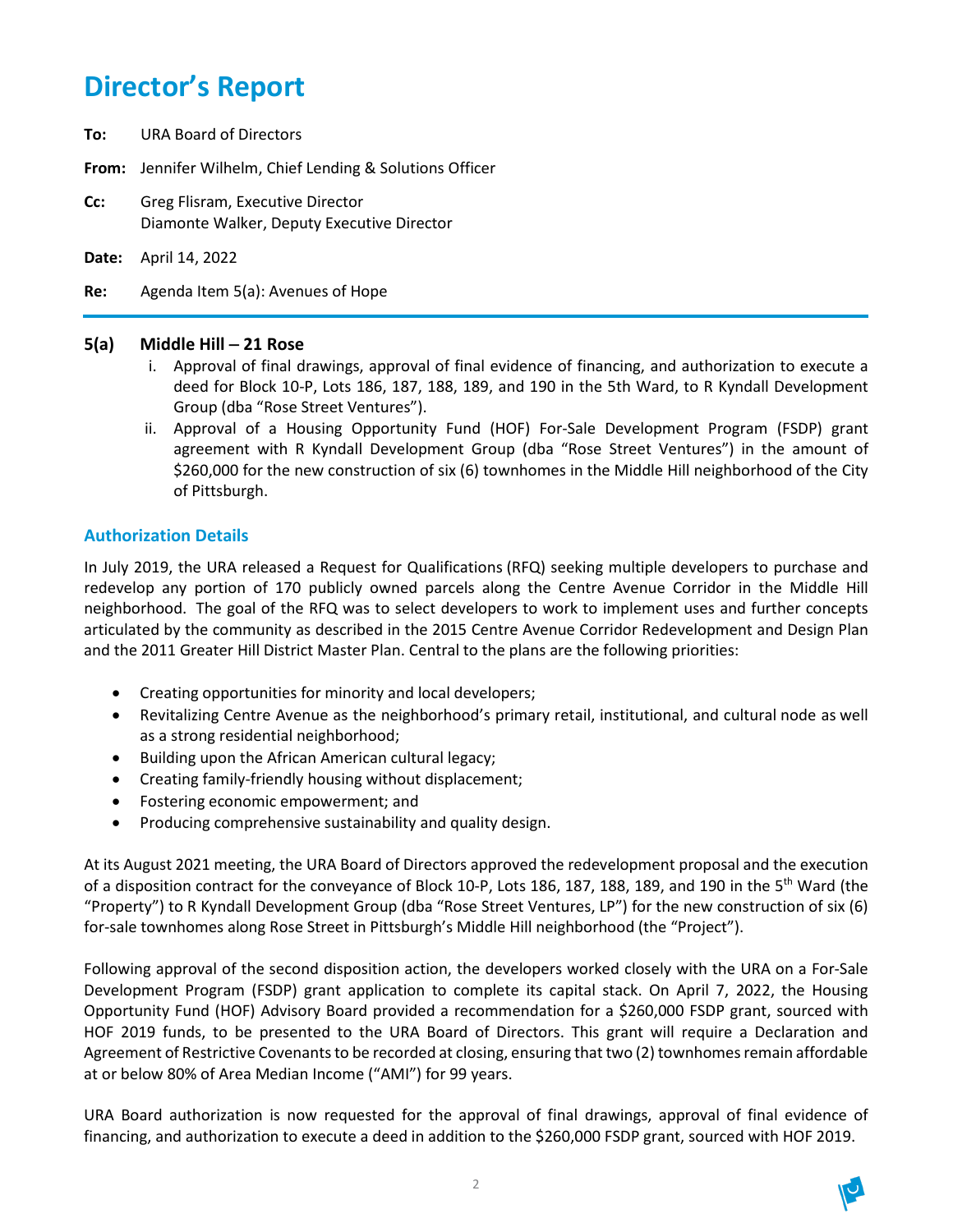# Director's Report

**To:** URA Board of Directors

**From:** Jennifer Wilhelm, Chief Lending & Solutions Officer

**Cc:** Greg Flisram, Executive Director
Diamonte Walker, Deputy Executive Director

**Date:** April 14, 2022

**Re:** Agenda Item 5(a): Avenues of Hope

## 5(a) Middle Hill – 21 Rose

i. Approval of final drawings, approval of final evidence of financing, and authorization to execute a deed for Block 10-P, Lots 186, 187, 188, 189, and 190 in the 5th Ward, to R Kyndall Development Group (dba "Rose Street Ventures").

ii. Approval of a Housing Opportunity Fund (HOF) For-Sale Development Program (FSDP) grant agreement with R Kyndall Development Group (dba "Rose Street Ventures") in the amount of $260,000 for the new construction of six (6) townhomes in the Middle Hill neighborhood of the City of Pittsburgh.

### Authorization Details

In July 2019, the URA released a Request for Qualifications (RFQ) seeking multiple developers to purchase and redevelop any portion of 170 publicly owned parcels along the Centre Avenue Corridor in the Middle Hill neighborhood. The goal of the RFQ was to select developers to work to implement uses and further concepts articulated by the community as described in the 2015 Centre Avenue Corridor Redevelopment and Design Plan and the 2011 Greater Hill District Master Plan. Central to the plans are the following priorities:

- Creating opportunities for minority and local developers;
- Revitalizing Centre Avenue as the neighborhood's primary retail, institutional, and cultural node as well as a strong residential neighborhood;
- Building upon the African American cultural legacy;
- Creating family-friendly housing without displacement;
- Fostering economic empowerment; and
- Producing comprehensive sustainability and quality design.

At its August 2021 meeting, the URA Board of Directors approved the redevelopment proposal and the execution of a disposition contract for the conveyance of Block 10-P, Lots 186, 187, 188, 189, and 190 in the 5th Ward (the "Property") to R Kyndall Development Group (dba "Rose Street Ventures, LP") for the new construction of six (6) for-sale townhomes along Rose Street in Pittsburgh's Middle Hill neighborhood (the "Project").

Following approval of the second disposition action, the developers worked closely with the URA on a For-Sale Development Program (FSDP) grant application to complete its capital stack. On April 7, 2022, the Housing Opportunity Fund (HOF) Advisory Board provided a recommendation for a $260,000 FSDP grant, sourced with HOF 2019 funds, to be presented to the URA Board of Directors. This grant will require a Declaration and Agreement of Restrictive Covenants to be recorded at closing, ensuring that two (2) townhomes remain affordable at or below 80% of Area Median Income ("AMI") for 99 years.

URA Board authorization is now requested for the approval of final drawings, approval of final evidence of financing, and authorization to execute a deed in addition to the $260,000 FSDP grant, sourced with HOF 2019.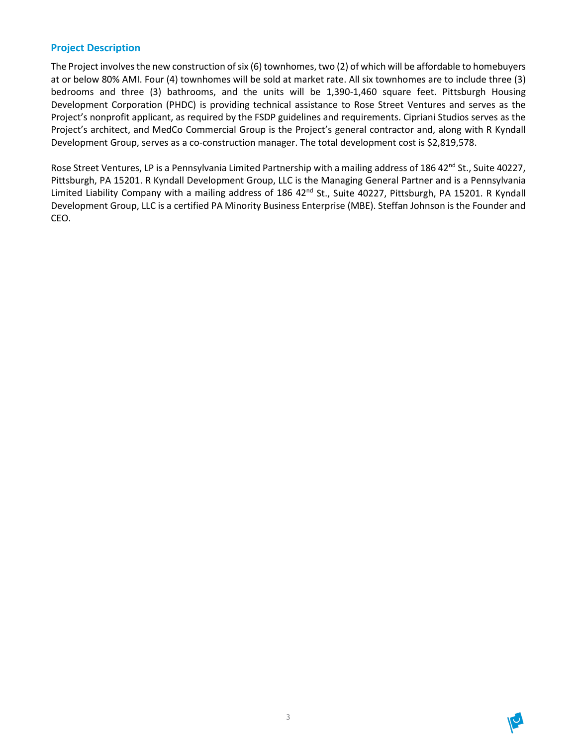## Project Description

The Project involves the new construction of six (6) townhomes, two (2) of which will be affordable to homebuyers at or below 80% AMI. Four (4) townhomes will be sold at market rate. All six townhomes are to include three (3) bedrooms and three (3) bathrooms, and the units will be 1,390-1,460 square feet. Pittsburgh Housing Development Corporation (PHDC) is providing technical assistance to Rose Street Ventures and serves as the Project's nonprofit applicant, as required by the FSDP guidelines and requirements. Cipriani Studios serves as the Project's architect, and MedCo Commercial Group is the Project's general contractor and, along with R Kyndall Development Group, serves as a co-construction manager. The total development cost is $2,819,578.

Rose Street Ventures, LP is a Pennsylvania Limited Partnership with a mailing address of 186 42nd St., Suite 40227, Pittsburgh, PA 15201. R Kyndall Development Group, LLC is the Managing General Partner and is a Pennsylvania Limited Liability Company with a mailing address of 186 42nd St., Suite 40227, Pittsburgh, PA 15201. R Kyndall Development Group, LLC is a certified PA Minority Business Enterprise (MBE). Steffan Johnson is the Founder and CEO.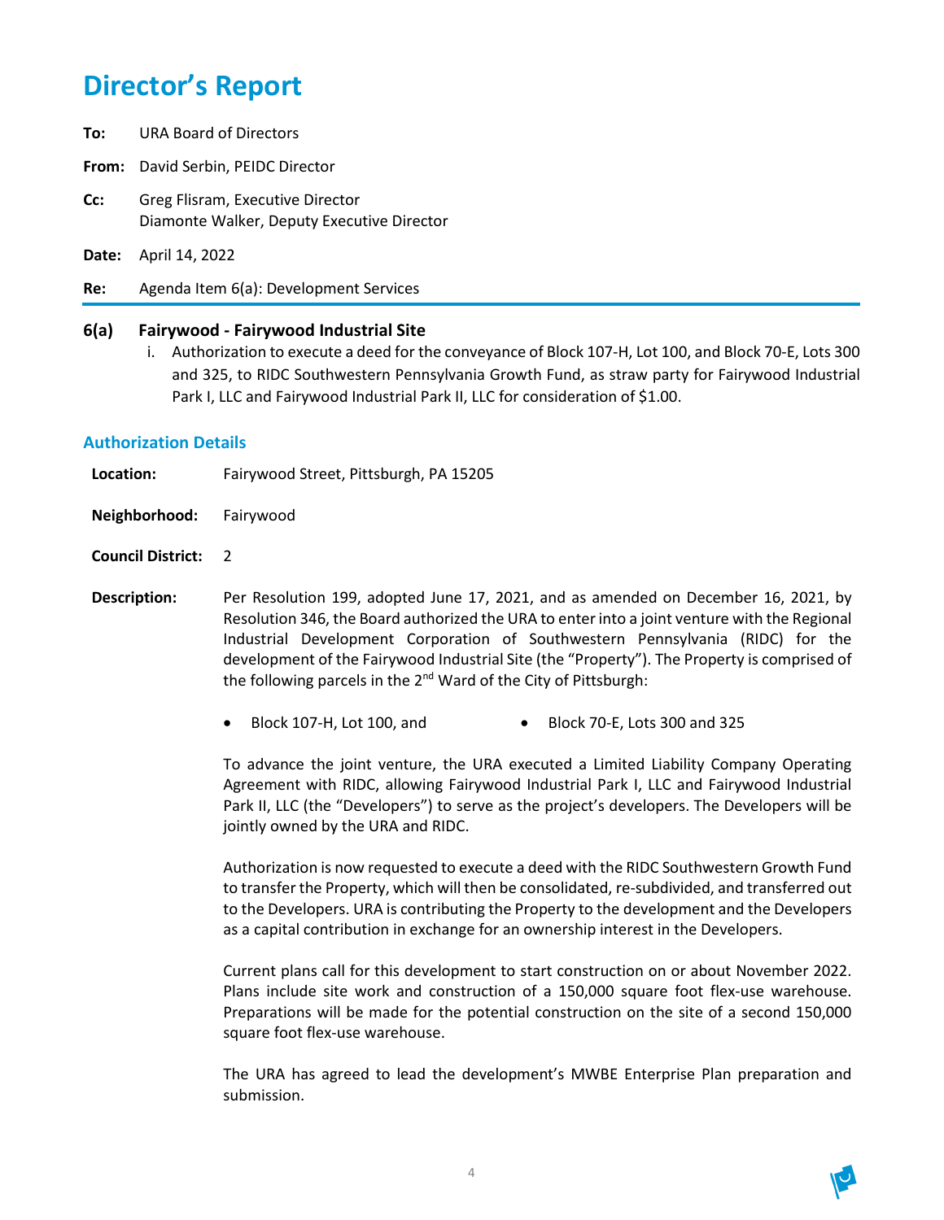# Director's Report

**To:** URA Board of Directors

**From:** David Serbin, PEIDC Director

**Cc:** Greg Flisram, Executive Director
Diamonte Walker, Deputy Executive Director

**Date:** April 14, 2022

**Re:** Agenda Item 6(a): Development Services

### 6(a) Fairywood - Fairywood Industrial Site

i. Authorization to execute a deed for the conveyance of Block 107-H, Lot 100, and Block 70-E, Lots 300 and 325, to RIDC Southwestern Pennsylvania Growth Fund, as straw party for Fairywood Industrial Park I, LLC and Fairywood Industrial Park II, LLC for consideration of $1.00.

## Authorization Details

**Location:** Fairywood Street, Pittsburgh, PA 15205

**Neighborhood:** Fairywood

**Council District:** 2

**Description:** Per Resolution 199, adopted June 17, 2021, and as amended on December 16, 2021, by Resolution 346, the Board authorized the URA to enter into a joint venture with the Regional Industrial Development Corporation of Southwestern Pennsylvania (RIDC) for the development of the Fairywood Industrial Site (the "Property"). The Property is comprised of the following parcels in the 2nd Ward of the City of Pittsburgh:

- Block 107-H, Lot 100, and
- Block 70-E, Lots 300 and 325

To advance the joint venture, the URA executed a Limited Liability Company Operating Agreement with RIDC, allowing Fairywood Industrial Park I, LLC and Fairywood Industrial Park II, LLC (the "Developers") to serve as the project's developers. The Developers will be jointly owned by the URA and RIDC.

Authorization is now requested to execute a deed with the RIDC Southwestern Growth Fund to transfer the Property, which will then be consolidated, re-subdivided, and transferred out to the Developers. URA is contributing the Property to the development and the Developers as a capital contribution in exchange for an ownership interest in the Developers.

Current plans call for this development to start construction on or about November 2022. Plans include site work and construction of a 150,000 square foot flex-use warehouse. Preparations will be made for the potential construction on the site of a second 150,000 square foot flex-use warehouse.

The URA has agreed to lead the development's MWBE Enterprise Plan preparation and submission.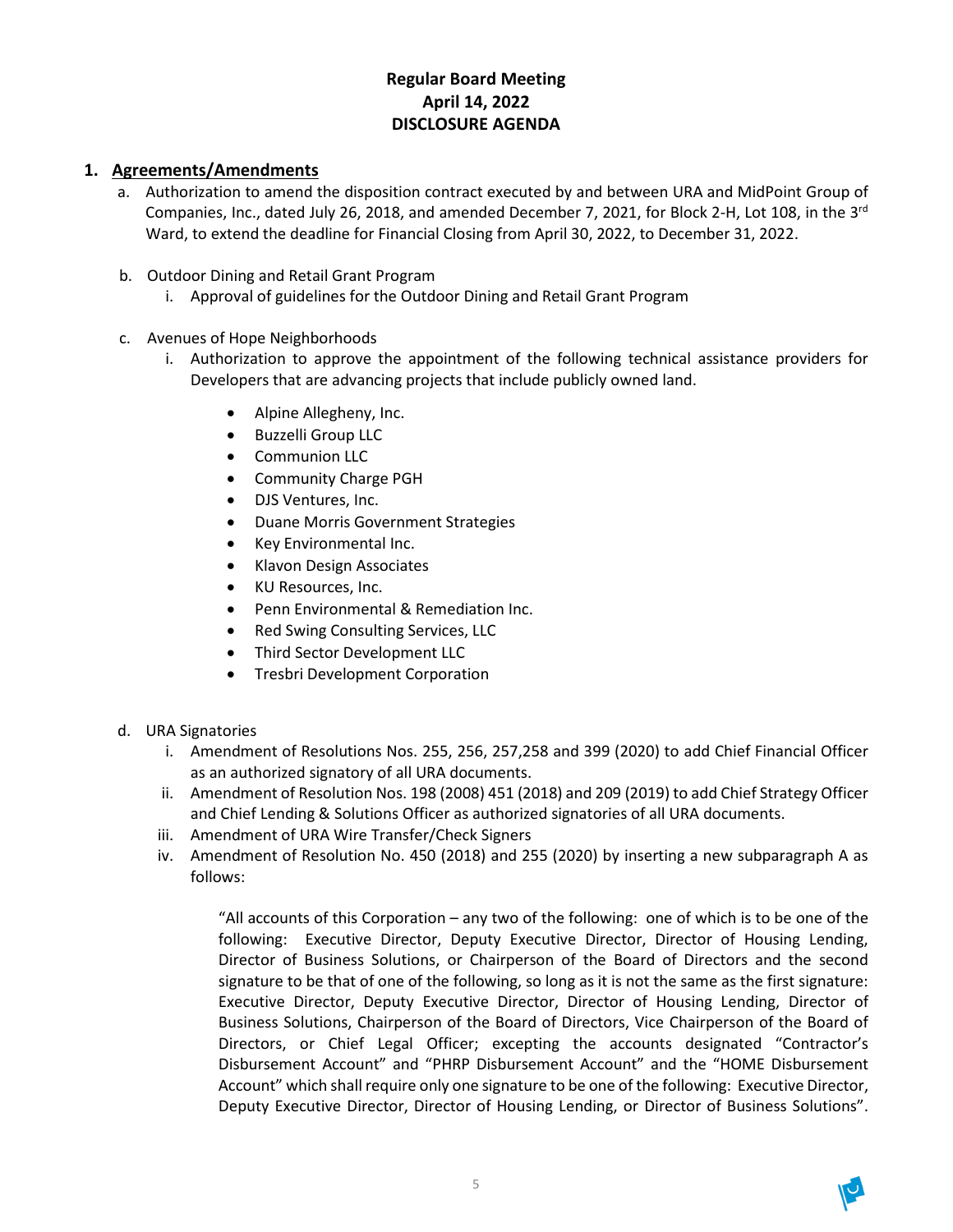**Regular Board Meeting**
**April 14, 2022**
**DISCLOSURE AGENDA**

1. **Agreements/Amendments**
   a. Authorization to amend the disposition contract executed by and between URA and MidPoint Group of Companies, Inc., dated July 26, 2018, and amended December 7, 2021, for Block 2-H, Lot 108, in the 3rd Ward, to extend the deadline for Financial Closing from April 30, 2022, to December 31, 2022.

   b. Outdoor Dining and Retail Grant Program
      i. Approval of guidelines for the Outdoor Dining and Retail Grant Program

   c. Avenues of Hope Neighborhoods
      i. Authorization to approve the appointment of the following technical assistance providers for Developers that are advancing projects that include publicly owned land.

         - Alpine Allegheny, Inc.
         - Buzzelli Group LLC
         - Communion LLC
         - Community Charge PGH
         - DJS Ventures, Inc.
         - Duane Morris Government Strategies
         - Key Environmental Inc.
         - Klavon Design Associates
         - KU Resources, Inc.
         - Penn Environmental & Remediation Inc.
         - Red Swing Consulting Services, LLC
         - Third Sector Development LLC
         - Tresbri Development Corporation

   d. URA Signatories
      i. Amendment of Resolutions Nos. 255, 256, 257,258 and 399 (2020) to add Chief Financial Officer as an authorized signatory of all URA documents.
      ii. Amendment of Resolution Nos. 198 (2008) 451 (2018) and 209 (2019) to add Chief Strategy Officer and Chief Lending & Solutions Officer as authorized signatories of all URA documents.
      iii. Amendment of URA Wire Transfer/Check Signers
      iv. Amendment of Resolution No. 450 (2018) and 255 (2020) by inserting a new subparagraph A as follows:

         "All accounts of this Corporation – any two of the following: one of which is to be one of the following: Executive Director, Deputy Executive Director, Director of Housing Lending, Director of Business Solutions, or Chairperson of the Board of Directors and the second signature to be that of one of the following, so long as it is not the same as the first signature: Executive Director, Deputy Executive Director, Director of Housing Lending, Director of Business Solutions, Chairperson of the Board of Directors, Vice Chairperson of the Board of Directors, or Chief Legal Officer; excepting the accounts designated "Contractor's Disbursement Account" and "PHRP Disbursement Account" and the "HOME Disbursement Account" which shall require only one signature to be one of the following: Executive Director, Deputy Executive Director, Director of Housing Lending, or Director of Business Solutions".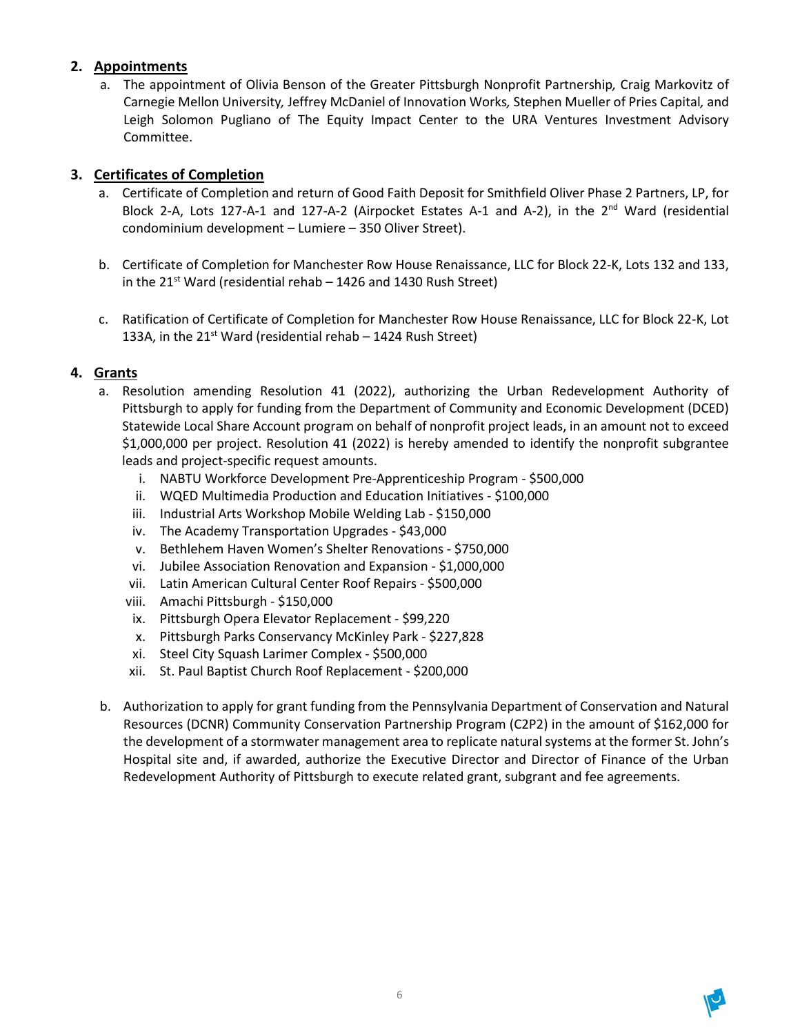2. **Appointments**
   a. The appointment of Olivia Benson of the Greater Pittsburgh Nonprofit Partnership, Craig Markovitz of Carnegie Mellon University, Jeffrey McDaniel of Innovation Works, Stephen Mueller of Pries Capital, and Leigh Solomon Pugliano of The Equity Impact Center to the URA Ventures Investment Advisory Committee.

3. **Certificates of Completion**
   a. Certificate of Completion and return of Good Faith Deposit for Smithfield Oliver Phase 2 Partners, LP, for Block 2-A, Lots 127-A-1 and 127-A-2 (Airpocket Estates A-1 and A-2), in the 2nd Ward (residential condominium development – Lumiere – 350 Oliver Street).

   b. Certificate of Completion for Manchester Row House Renaissance, LLC for Block 22-K, Lots 132 and 133, in the 21st Ward (residential rehab – 1426 and 1430 Rush Street)

   c. Ratification of Certificate of Completion for Manchester Row House Renaissance, LLC for Block 22-K, Lot 133A, in the 21st Ward (residential rehab – 1424 Rush Street)

4. **Grants**
   a. Resolution amending Resolution 41 (2022), authorizing the Urban Redevelopment Authority of Pittsburgh to apply for funding from the Department of Community and Economic Development (DCED) Statewide Local Share Account program on behalf of nonprofit project leads, in an amount not to exceed $1,000,000 per project. Resolution 41 (2022) is hereby amended to identify the nonprofit subgrantee leads and project-specific request amounts.
      i. NABTU Workforce Development Pre-Apprenticeship Program - $500,000
      ii. WQED Multimedia Production and Education Initiatives - $100,000
      iii. Industrial Arts Workshop Mobile Welding Lab - $150,000
      iv. The Academy Transportation Upgrades - $43,000
      v. Bethlehem Haven Women's Shelter Renovations - $750,000
      vi. Jubilee Association Renovation and Expansion - $1,000,000
      vii. Latin American Cultural Center Roof Repairs - $500,000
      viii. Amachi Pittsburgh - $150,000
      ix. Pittsburgh Opera Elevator Replacement - $99,220
      x. Pittsburgh Parks Conservancy McKinley Park - $227,828
      xi. Steel City Squash Larimer Complex - $500,000
      xii. St. Paul Baptist Church Roof Replacement - $200,000

   b. Authorization to apply for grant funding from the Pennsylvania Department of Conservation and Natural Resources (DCNR) Community Conservation Partnership Program (C2P2) in the amount of $162,000 for the development of a stormwater management area to replicate natural systems at the former St. John's Hospital site and, if awarded, authorize the Executive Director and Director of Finance of the Urban Redevelopment Authority of Pittsburgh to execute related grant, subgrant and fee agreements.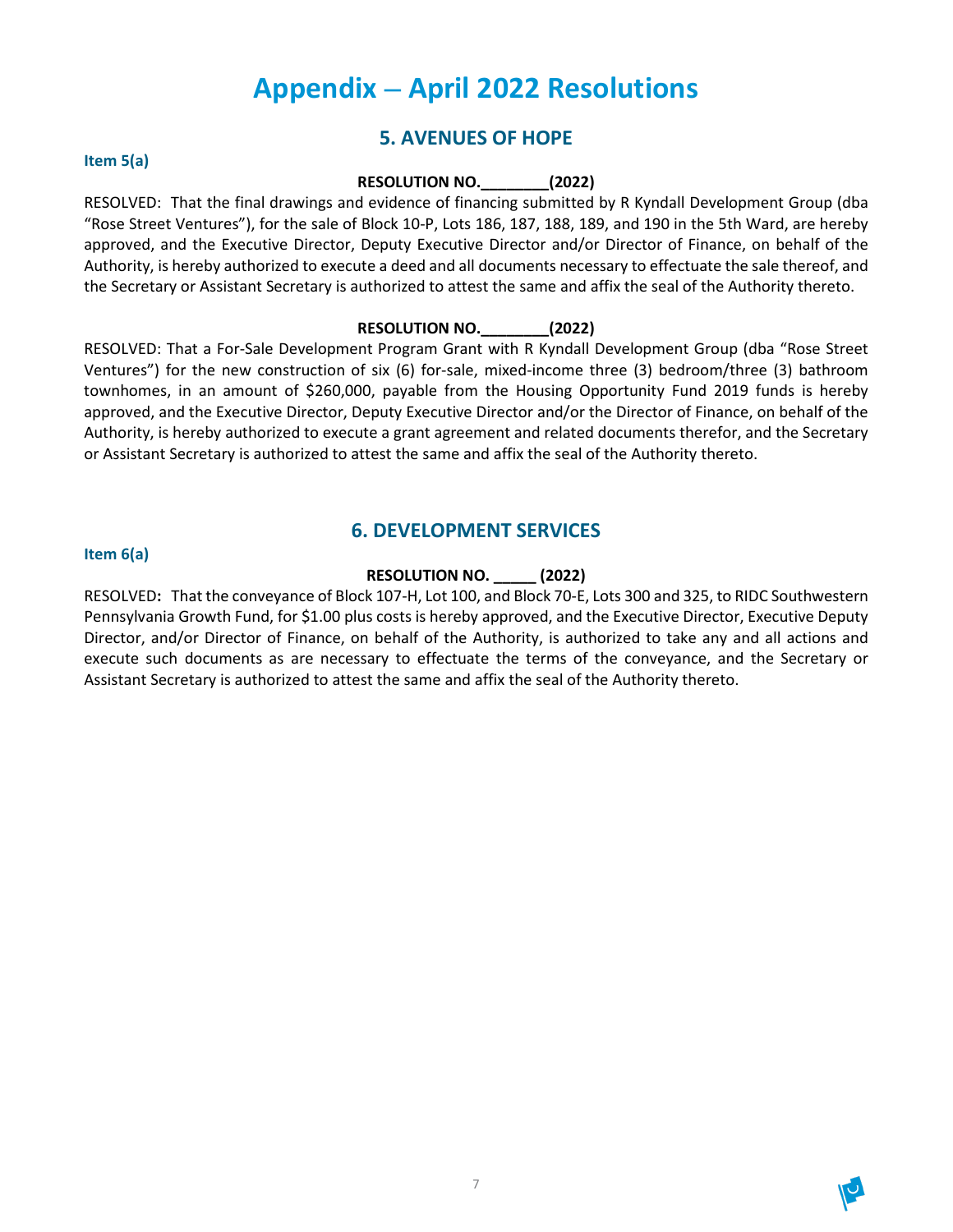# Appendix – April 2022 Resolutions

## 5. AVENUES OF HOPE

**Item 5(a)**

**RESOLUTION NO.________(2022)**

RESOLVED: That the final drawings and evidence of financing submitted by R Kyndall Development Group (dba "Rose Street Ventures"), for the sale of Block 10-P, Lots 186, 187, 188, 189, and 190 in the 5th Ward, are hereby approved, and the Executive Director, Deputy Executive Director and/or Director of Finance, on behalf of the Authority, is hereby authorized to execute a deed and all documents necessary to effectuate the sale thereof, and the Secretary or Assistant Secretary is authorized to attest the same and affix the seal of the Authority thereto.

**RESOLUTION NO.________(2022)**

RESOLVED: That a For-Sale Development Program Grant with R Kyndall Development Group (dba "Rose Street Ventures") for the new construction of six (6) for-sale, mixed-income three (3) bedroom/three (3) bathroom townhomes, in an amount of $260,000, payable from the Housing Opportunity Fund 2019 funds is hereby approved, and the Executive Director, Deputy Executive Director and/or the Director of Finance, on behalf of the Authority, is hereby authorized to execute a grant agreement and related documents therefor, and the Secretary or Assistant Secretary is authorized to attest the same and affix the seal of the Authority thereto.

## 6. DEVELOPMENT SERVICES

**Item 6(a)**

**RESOLUTION NO. _____ (2022)**

RESOLVED**:** That the conveyance of Block 107-H, Lot 100, and Block 70-E, Lots 300 and 325, to RIDC Southwestern Pennsylvania Growth Fund, for $1.00 plus costs is hereby approved, and the Executive Director, Executive Deputy Director, and/or Director of Finance, on behalf of the Authority, is authorized to take any and all actions and execute such documents as are necessary to effectuate the terms of the conveyance, and the Secretary or Assistant Secretary is authorized to attest the same and affix the seal of the Authority thereto.